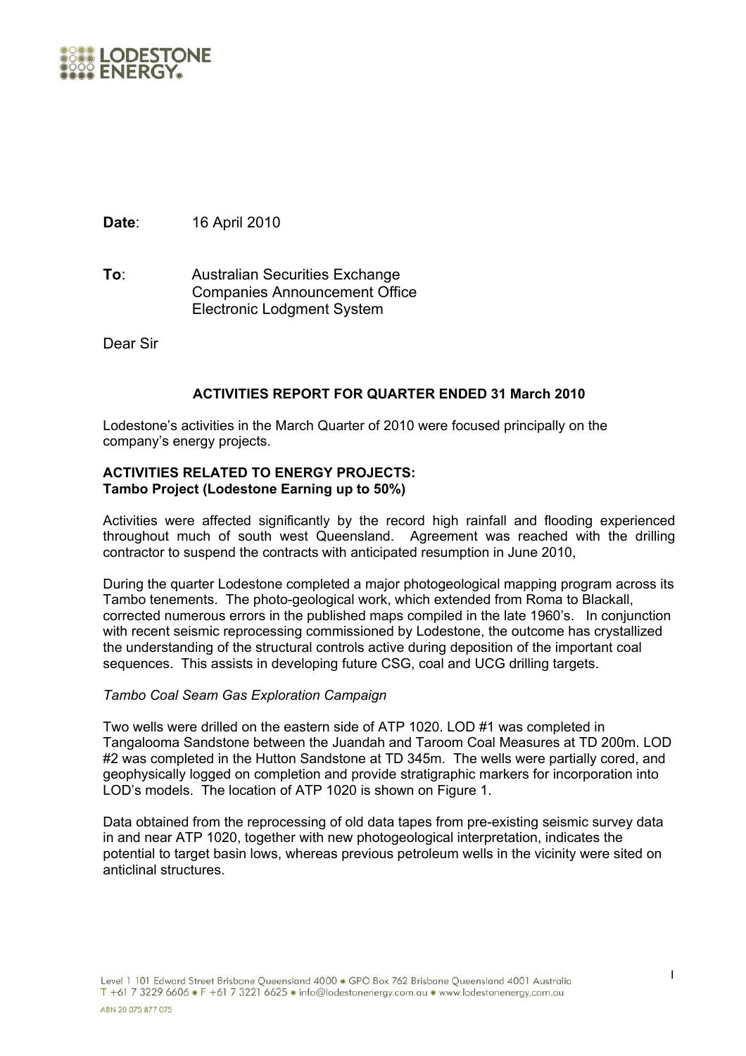**Date**: 16 April 2010

**To**: Australian Securities Exchange
Companies Announcement Office
Electronic Lodgment System

Dear Sir

**ACTIVITIES REPORT FOR QUARTER ENDED 31 March 2010**

Lodestone's activities in the March Quarter of 2010 were focused principally on the company's energy projects.

**ACTIVITIES RELATED TO ENERGY PROJECTS:**
**Tambo Project (Lodestone Earning up to 50%)**

Activities were affected significantly by the record high rainfall and flooding experienced throughout much of south west Queensland. Agreement was reached with the drilling contractor to suspend the contracts with anticipated resumption in June 2010,

During the quarter Lodestone completed a major photogeological mapping program across its Tambo tenements. The photo-geological work, which extended from Roma to Blackall, corrected numerous errors in the published maps compiled in the late 1960's. In conjunction with recent seismic reprocessing commissioned by Lodestone, the outcome has crystallized the understanding of the structural controls active during deposition of the important coal sequences. This assists in developing future CSG, coal and UCG drilling targets.

*Tambo Coal Seam Gas Exploration Campaign*

Two wells were drilled on the eastern side of ATP 1020. LOD #1 was completed in Tangalooma Sandstone between the Juandah and Taroom Coal Measures at TD 200m. LOD #2 was completed in the Hutton Sandstone at TD 345m. The wells were partially cored, and geophysically logged on completion and provide stratigraphic markers for incorporation into LOD's models. The location of ATP 1020 is shown on Figure 1.

Data obtained from the reprocessing of old data tapes from pre-existing seismic survey data in and near ATP 1020, together with new photogeological interpretation, indicates the potential to target basin lows, whereas previous petroleum wells in the vicinity were sited on anticlinal structures.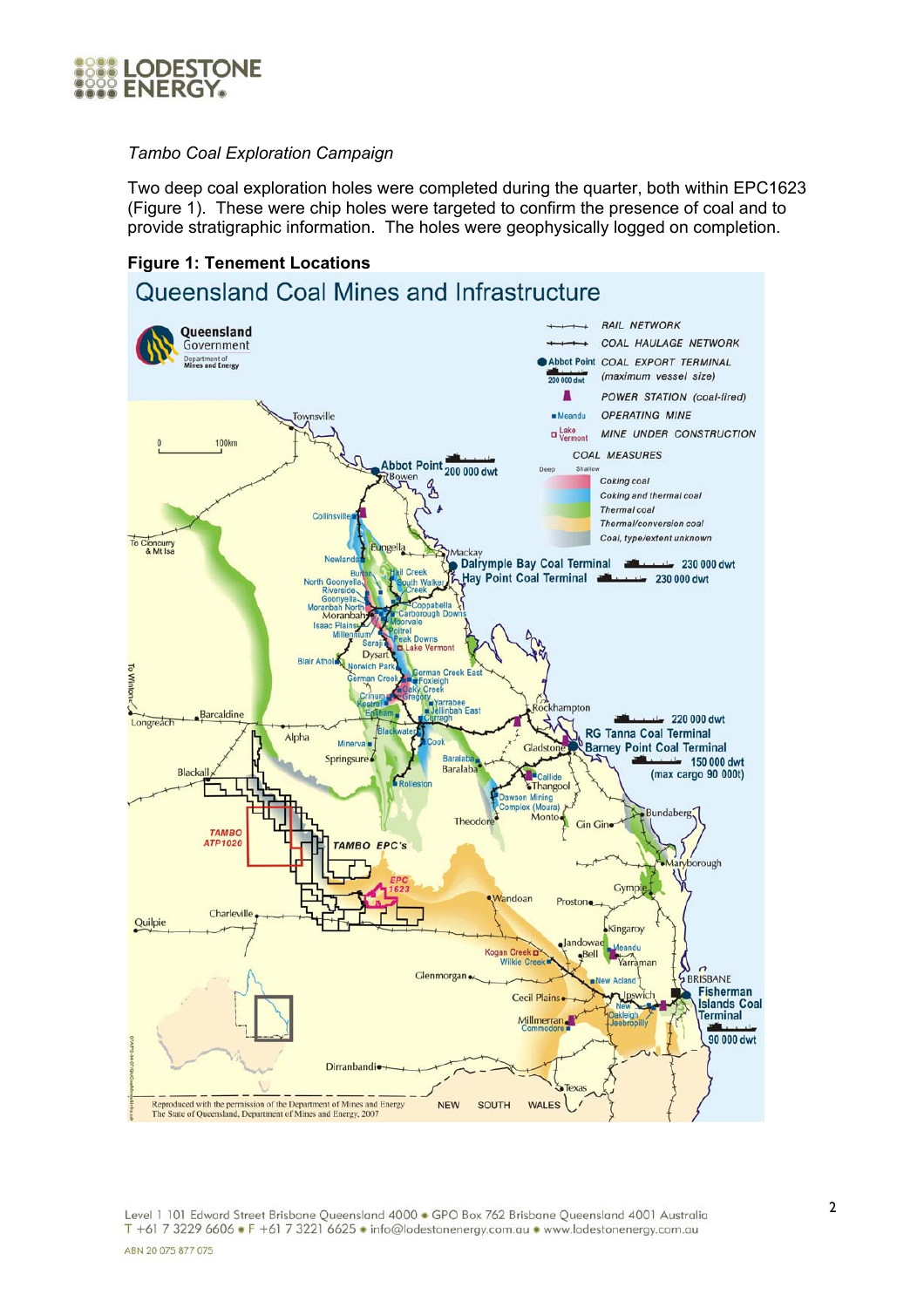*Tambo Coal Exploration Campaign*

Two deep coal exploration holes were completed during the quarter, both within EPC1623 (Figure 1). These were chip holes were targeted to confirm the presence of coal and to provide stratigraphic information. The holes were geophysically logged on completion.

**Figure 1: Tenement Locations**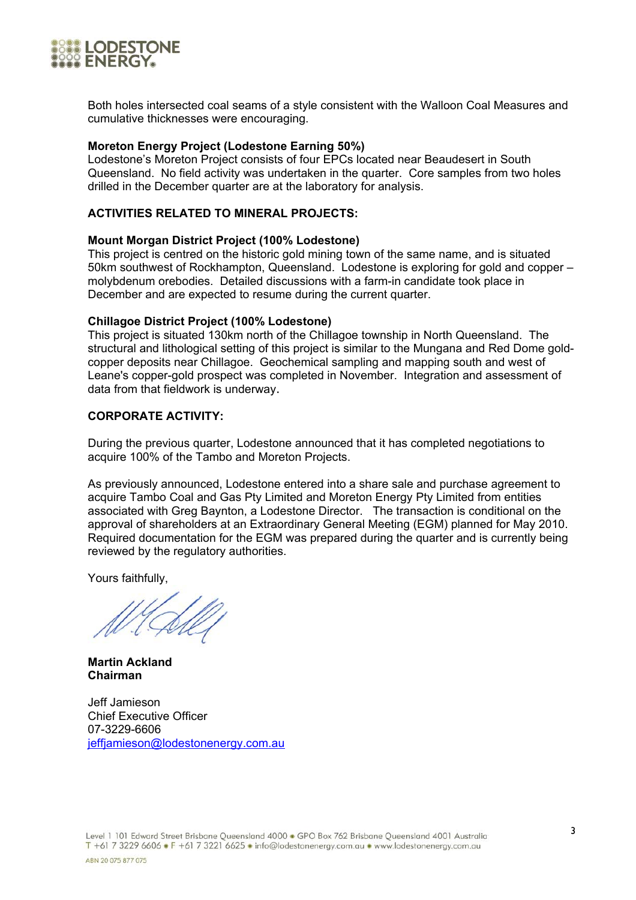Both holes intersected coal seams of a style consistent with the Walloon Coal Measures and cumulative thicknesses were encouraging.

**Moreton Energy Project (Lodestone Earning 50%)**
Lodestone's Moreton Project consists of four EPCs located near Beaudesert in South Queensland. No field activity was undertaken in the quarter. Core samples from two holes drilled in the December quarter are at the laboratory for analysis.

**ACTIVITIES RELATED TO MINERAL PROJECTS:**

**Mount Morgan District Project (100% Lodestone)**
This project is centred on the historic gold mining town of the same name, and is situated 50km southwest of Rockhampton, Queensland. Lodestone is exploring for gold and copper – molybdenum orebodies. Detailed discussions with a farm-in candidate took place in December and are expected to resume during the current quarter.

**Chillagoe District Project (100% Lodestone)**
This project is situated 130km north of the Chillagoe township in North Queensland. The structural and lithological setting of this project is similar to the Mungana and Red Dome gold-copper deposits near Chillagoe. Geochemical sampling and mapping south and west of Leane's copper-gold prospect was completed in November. Integration and assessment of data from that fieldwork is underway.

**CORPORATE ACTIVITY:**

During the previous quarter, Lodestone announced that it has completed negotiations to acquire 100% of the Tambo and Moreton Projects.

As previously announced, Lodestone entered into a share sale and purchase agreement to acquire Tambo Coal and Gas Pty Limited and Moreton Energy Pty Limited from entities associated with Greg Baynton, a Lodestone Director. The transaction is conditional on the approval of shareholders at an Extraordinary General Meeting (EGM) planned for May 2010. Required documentation for the EGM was prepared during the quarter and is currently being reviewed by the regulatory authorities.

Yours faithfully,

**Martin Ackland**
**Chairman**

Jeff Jamieson
Chief Executive Officer
07-3229-6606
jeffjamieson@lodestonenergy.com.au

Level 1 101 Edward Street Brisbane Queensland 4000 • GPO Box 762 Brisbane Queensland 4001 Australia
T +61 7 3229 6606 • F +61 7 3221 6625 • info@lodestonenergy.com.au • www.lodestonenergy.com.au
ABN 20 075 877 075